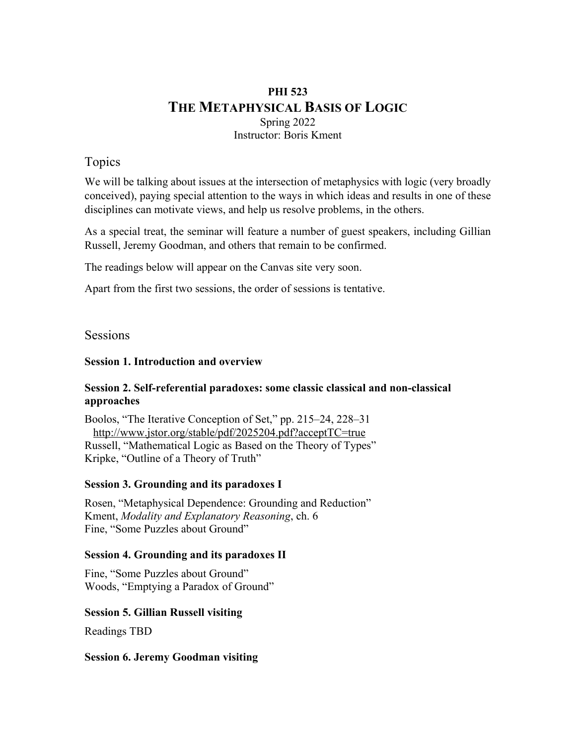# PHI 523

# THE METAPHYSICAL BASIS OF LOGIC

Spring 2022

Instructor: Boris Kment

## Topics

We will be talking about issues at the intersection of metaphysics with logic (very broadly conceived), paying special attention to the ways in which ideas and results in one of these disciplines can motivate views, and help us resolve problems, in the others.

As a special treat, the seminar will feature a number of guest speakers, including Gillian Russell, Jeremy Goodman, and others that remain to be confirmed.

The readings below will appear on the Canvas site very soon.

Apart from the first two sessions, the order of sessions is tentative.

## Sessions

### Session 1. Introduction and overview

### Session 2. Self-referential paradoxes: some classic classical and non-classical approaches

Boolos, "The Iterative Conception of Set," pp. 215–24, 228–31
http://www.jstor.org/stable/pdf/2025204.pdf?acceptTC=true
Russell, "Mathematical Logic as Based on the Theory of Types"
Kripke, "Outline of a Theory of Truth"

### Session 3. Grounding and its paradoxes I

Rosen, "Metaphysical Dependence: Grounding and Reduction"
Kment, *Modality and Explanatory Reasoning*, ch. 6
Fine, "Some Puzzles about Ground"

### Session 4. Grounding and its paradoxes II

Fine, "Some Puzzles about Ground"
Woods, "Emptying a Paradox of Ground"

### Session 5. Gillian Russell visiting

Readings TBD

### Session 6. Jeremy Goodman visiting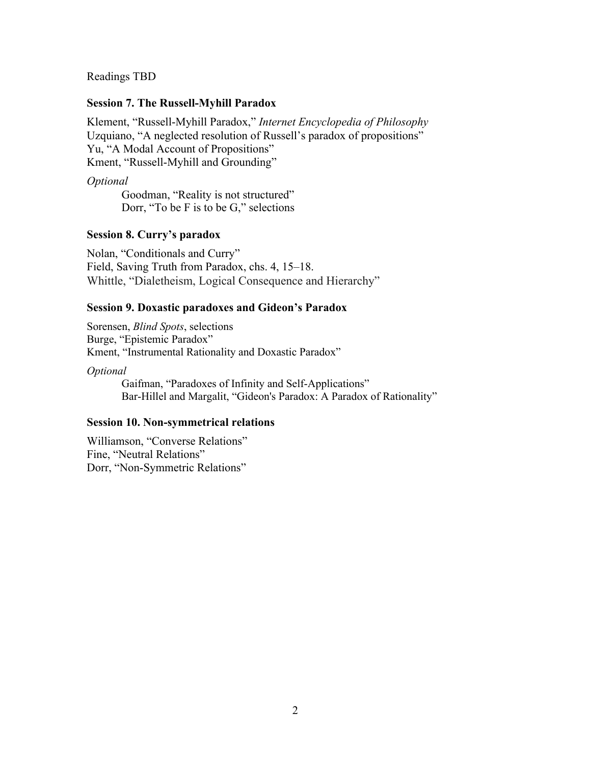Readings TBD

### Session 7. The Russell-Myhill Paradox

Klement, "Russell-Myhill Paradox," *Internet Encyclopedia of Philosophy*
Uzquiano, "A neglected resolution of Russell's paradox of propositions"
Yu, "A Modal Account of Propositions"
Kment, "Russell-Myhill and Grounding"

*Optional*

Goodman, "Reality is not structured"
Dorr, "To be F is to be G," selections

### Session 8. Curry's paradox

Nolan, "Conditionals and Curry"
Field, Saving Truth from Paradox, chs. 4, 15–18.
Whittle, "Dialetheism, Logical Consequence and Hierarchy"

### Session 9. Doxastic paradoxes and Gideon's Paradox

Sorensen, *Blind Spots*, selections
Burge, "Epistemic Paradox"
Kment, "Instrumental Rationality and Doxastic Paradox"

*Optional*

Gaifman, "Paradoxes of Infinity and Self-Applications"
Bar-Hillel and Margalit, "Gideon's Paradox: A Paradox of Rationality"

### Session 10. Non-symmetrical relations

Williamson, "Converse Relations"
Fine, "Neutral Relations"
Dorr, "Non-Symmetric Relations"